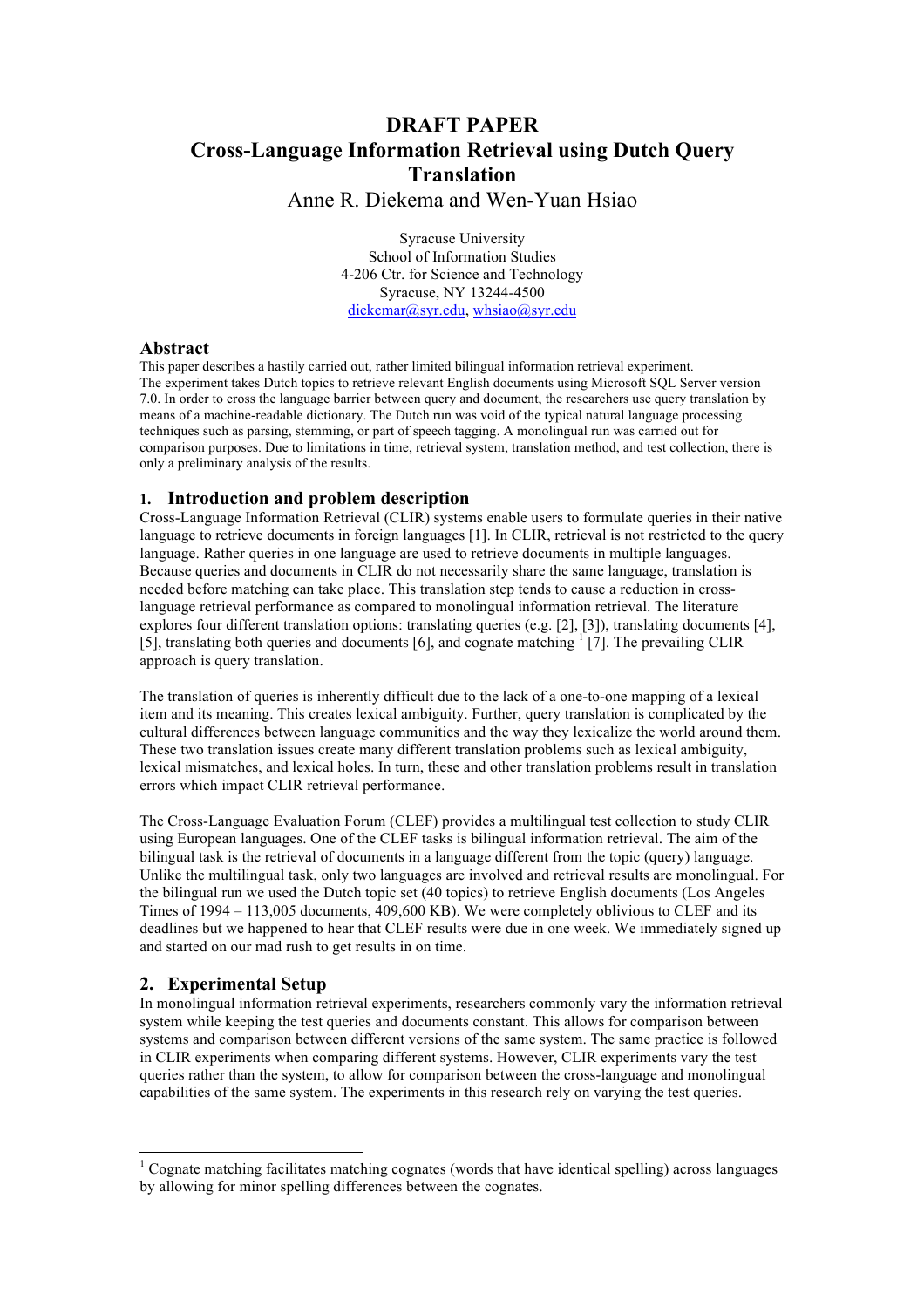# DRAFT PAPER
# Cross-Language Information Retrieval using Dutch Query Translation

Anne R. Diekema and Wen-Yuan Hsiao

Syracuse University
School of Information Studies
4-206 Ctr. for Science and Technology
Syracuse, NY 13244-4500
diekemar@syr.edu, whsiao@syr.edu

## Abstract

This paper describes a hastily carried out, rather limited bilingual information retrieval experiment. The experiment takes Dutch topics to retrieve relevant English documents using Microsoft SQL Server version 7.0. In order to cross the language barrier between query and document, the researchers use query translation by means of a machine-readable dictionary. The Dutch run was void of the typical natural language processing techniques such as parsing, stemming, or part of speech tagging. A monolingual run was carried out for comparison purposes. Due to limitations in time, retrieval system, translation method, and test collection, there is only a preliminary analysis of the results.

## 1. Introduction and problem description

Cross-Language Information Retrieval (CLIR) systems enable users to formulate queries in their native language to retrieve documents in foreign languages [1]. In CLIR, retrieval is not restricted to the query language. Rather queries in one language are used to retrieve documents in multiple languages. Because queries and documents in CLIR do not necessarily share the same language, translation is needed before matching can take place. This translation step tends to cause a reduction in cross-language retrieval performance as compared to monolingual information retrieval. The literature explores four different translation options: translating queries (e.g. [2], [3]), translating documents [4], [5], translating both queries and documents [6], and cognate matching [1] [7]. The prevailing CLIR approach is query translation.

The translation of queries is inherently difficult due to the lack of a one-to-one mapping of a lexical item and its meaning. This creates lexical ambiguity. Further, query translation is complicated by the cultural differences between language communities and the way they lexicalize the world around them. These two translation issues create many different translation problems such as lexical ambiguity, lexical mismatches, and lexical holes. In turn, these and other translation problems result in translation errors which impact CLIR retrieval performance.

The Cross-Language Evaluation Forum (CLEF) provides a multilingual test collection to study CLIR using European languages. One of the CLEF tasks is bilingual information retrieval. The aim of the bilingual task is the retrieval of documents in a language different from the topic (query) language. Unlike the multilingual task, only two languages are involved and retrieval results are monolingual. For the bilingual run we used the Dutch topic set (40 topics) to retrieve English documents (Los Angeles Times of 1994 – 113,005 documents, 409,600 KB). We were completely oblivious to CLEF and its deadlines but we happened to hear that CLEF results were due in one week. We immediately signed up and started on our mad rush to get results in on time.

## 2. Experimental Setup

In monolingual information retrieval experiments, researchers commonly vary the information retrieval system while keeping the test queries and documents constant. This allows for comparison between systems and comparison between different versions of the same system. The same practice is followed in CLIR experiments when comparing different systems. However, CLIR experiments vary the test queries rather than the system, to allow for comparison between the cross-language and monolingual capabilities of the same system. The experiments in this research rely on varying the test queries.

---

[1] Cognate matching facilitates matching cognates (words that have identical spelling) across languages by allowing for minor spelling differences between the cognates.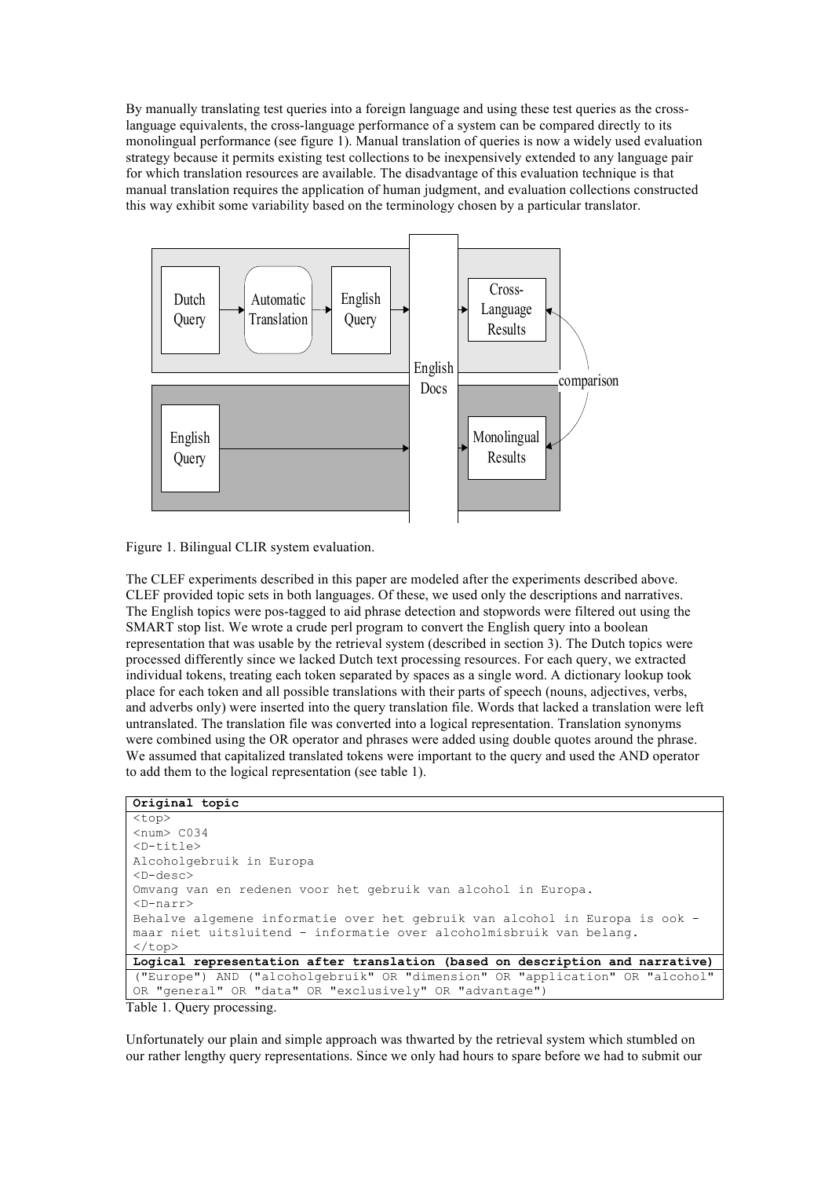By manually translating test queries into a foreign language and using these test queries as the cross-language equivalents, the cross-language performance of a system can be compared directly to its monolingual performance (see figure 1). Manual translation of queries is now a widely used evaluation strategy because it permits existing test collections to be inexpensively extended to any language pair for which translation resources are available. The disadvantage of this evaluation technique is that manual translation requires the application of human judgment, and evaluation collections constructed this way exhibit some variability based on the terminology chosen by a particular translator.

Dutch Query

Automatic Translation

English Query

English Docs

Cross-Language Results

comparison

English Query

Monolingual Results

Figure 1. Bilingual CLIR system evaluation.

The CLEF experiments described in this paper are modeled after the experiments described above. CLEF provided topic sets in both languages. Of these, we used only the descriptions and narratives. The English topics were pos-tagged to aid phrase detection and stopwords were filtered out using the SMART stop list. We wrote a crude perl program to convert the English query into a boolean representation that was usable by the retrieval system (described in section 3). The Dutch topics were processed differently since we lacked Dutch text processing resources. For each query, we extracted individual tokens, treating each token separated by spaces as a single word. A dictionary lookup took place for each token and all possible translations with their parts of speech (nouns, adjectives, verbs, and adverbs only) were inserted into the query translation file. Words that lacked a translation were left untranslated. The translation file was converted into a logical representation. Translation synonyms were combined using the OR operator and phrases were added using double quotes around the phrase. We assumed that capitalized translated tokens were important to the query and used the AND operator to add them to the logical representation (see table 1).

**Original topic**

```
<top>
<num> C034
<D-title>
Alcoholgebruik in Europa
<D-desc>
Omvang van en redenen voor het gebruik van alcohol in Europa.
<D-narr>
Behalve algemene informatie over het gebruik van alcohol in Europa is ook -
maar niet uitsluitend - informatie over alcoholmisbruik van belang.
</top>
```

**Logical representation after translation (based on description and narrative)**

```
("Europe") AND ("alcoholgebruik" OR "dimension" OR "application" OR "alcohol"
OR "general" OR "data" OR "exclusively" OR "advantage")
```

Table 1. Query processing.

Unfortunately our plain and simple approach was thwarted by the retrieval system which stumbled on our rather lengthy query representations. Since we only had hours to spare before we had to submit our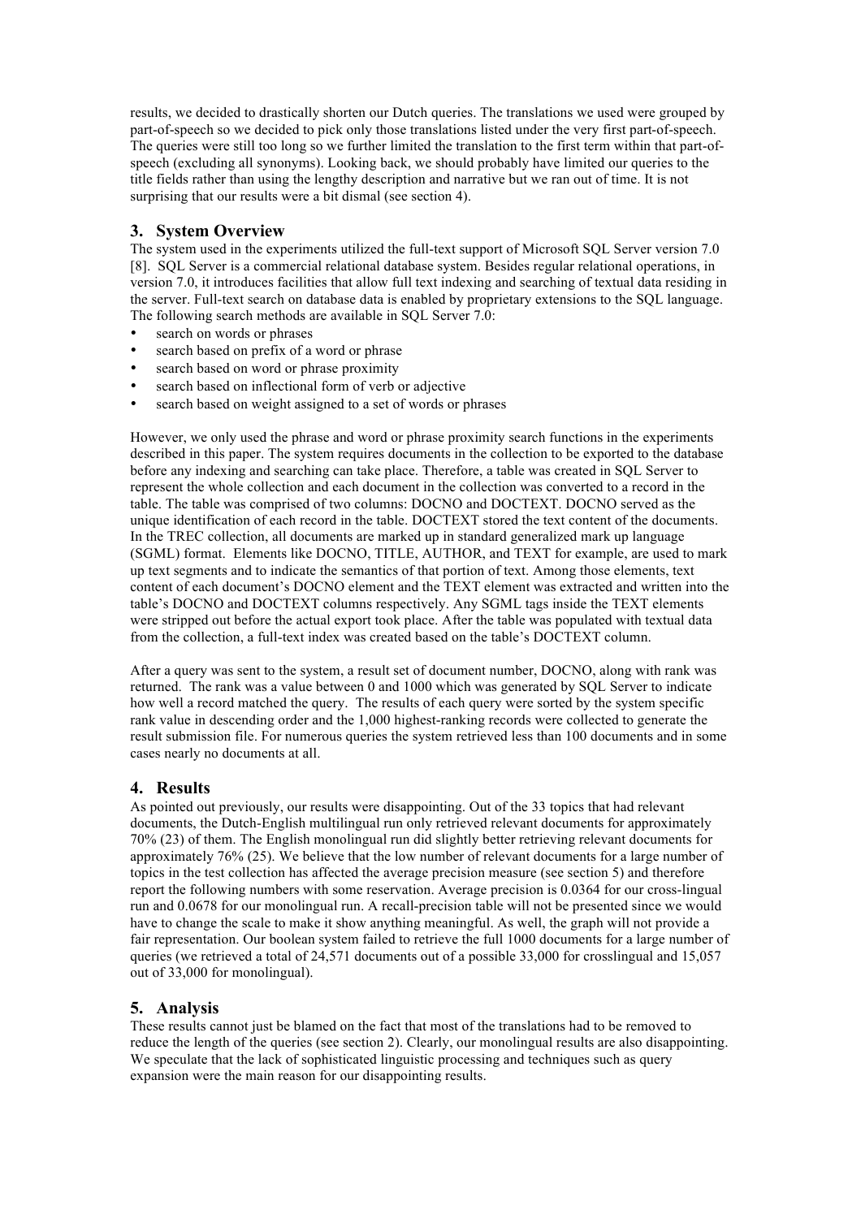results, we decided to drastically shorten our Dutch queries. The translations we used were grouped by part-of-speech so we decided to pick only those translations listed under the very first part-of-speech. The queries were still too long so we further limited the translation to the first term within that part-of-speech (excluding all synonyms). Looking back, we should probably have limited our queries to the title fields rather than using the lengthy description and narrative but we ran out of time. It is not surprising that our results were a bit dismal (see section 4).

## 3. System Overview

The system used in the experiments utilized the full-text support of Microsoft SQL Server version 7.0 [8]. SQL Server is a commercial relational database system. Besides regular relational operations, in version 7.0, it introduces facilities that allow full text indexing and searching of textual data residing in the server. Full-text search on database data is enabled by proprietary extensions to the SQL language. The following search methods are available in SQL Server 7.0:

- search on words or phrases
- search based on prefix of a word or phrase
- search based on word or phrase proximity
- search based on inflectional form of verb or adjective
- search based on weight assigned to a set of words or phrases

However, we only used the phrase and word or phrase proximity search functions in the experiments described in this paper. The system requires documents in the collection to be exported to the database before any indexing and searching can take place. Therefore, a table was created in SQL Server to represent the whole collection and each document in the collection was converted to a record in the table. The table was comprised of two columns: DOCNO and DOCTEXT. DOCNO served as the unique identification of each record in the table. DOCTEXT stored the text content of the documents. In the TREC collection, all documents are marked up in standard generalized mark up language (SGML) format. Elements like DOCNO, TITLE, AUTHOR, and TEXT for example, are used to mark up text segments and to indicate the semantics of that portion of text. Among those elements, text content of each document's DOCNO element and the TEXT element was extracted and written into the table's DOCNO and DOCTEXT columns respectively. Any SGML tags inside the TEXT elements were stripped out before the actual export took place. After the table was populated with textual data from the collection, a full-text index was created based on the table's DOCTEXT column.

After a query was sent to the system, a result set of document number, DOCNO, along with rank was returned. The rank was a value between 0 and 1000 which was generated by SQL Server to indicate how well a record matched the query. The results of each query were sorted by the system specific rank value in descending order and the 1,000 highest-ranking records were collected to generate the result submission file. For numerous queries the system retrieved less than 100 documents and in some cases nearly no documents at all.

## 4. Results

As pointed out previously, our results were disappointing. Out of the 33 topics that had relevant documents, the Dutch-English multilingual run only retrieved relevant documents for approximately 70% (23) of them. The English monolingual run did slightly better retrieving relevant documents for approximately 76% (25). We believe that the low number of relevant documents for a large number of topics in the test collection has affected the average precision measure (see section 5) and therefore report the following numbers with some reservation. Average precision is 0.0364 for our cross-lingual run and 0.0678 for our monolingual run. A recall-precision table will not be presented since we would have to change the scale to make it show anything meaningful. As well, the graph will not provide a fair representation. Our boolean system failed to retrieve the full 1000 documents for a large number of queries (we retrieved a total of 24,571 documents out of a possible 33,000 for crosslingual and 15,057 out of 33,000 for monolingual).

## 5. Analysis

These results cannot just be blamed on the fact that most of the translations had to be removed to reduce the length of the queries (see section 2). Clearly, our monolingual results are also disappointing. We speculate that the lack of sophisticated linguistic processing and techniques such as query expansion were the main reason for our disappointing results.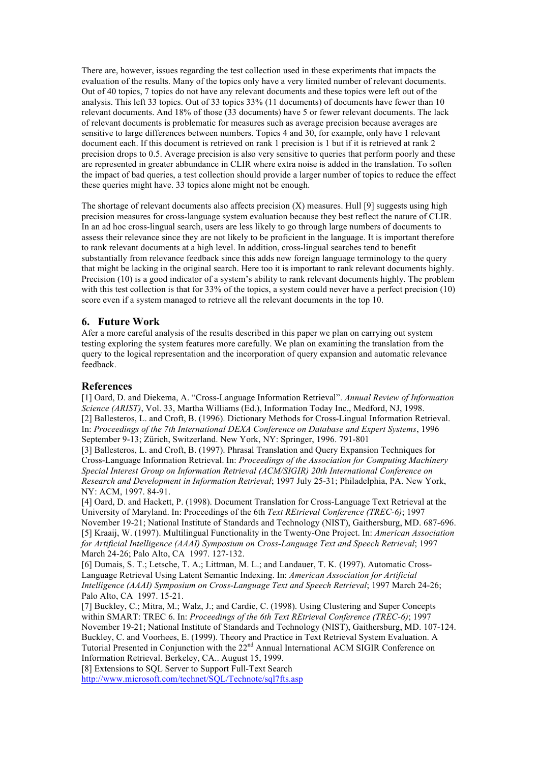There are, however, issues regarding the test collection used in these experiments that impacts the evaluation of the results. Many of the topics only have a very limited number of relevant documents. Out of 40 topics, 7 topics do not have any relevant documents and these topics were left out of the analysis. This left 33 topics. Out of 33 topics 33% (11 documents) of documents have fewer than 10 relevant documents. And 18% of those (33 documents) have 5 or fewer relevant documents. The lack of relevant documents is problematic for measures such as average precision because averages are sensitive to large differences between numbers. Topics 4 and 30, for example, only have 1 relevant document each. If this document is retrieved on rank 1 precision is 1 but if it is retrieved at rank 2 precision drops to 0.5. Average precision is also very sensitive to queries that perform poorly and these are represented in greater abbundance in CLIR where extra noise is added in the translation. To soften the impact of bad queries, a test collection should provide a larger number of topics to reduce the effect these queries might have. 33 topics alone might not be enough.

The shortage of relevant documents also affects precision (X) measures. Hull [9] suggests using high precision measures for cross-language system evaluation because they best reflect the nature of CLIR. In an ad hoc cross-lingual search, users are less likely to go through large numbers of documents to assess their relevance since they are not likely to be proficient in the language. It is important therefore to rank relevant documents at a high level. In addition, cross-lingual searches tend to benefit substantially from relevance feedback since this adds new foreign language terminology to the query that might be lacking in the original search. Here too it is important to rank relevant documents highly. Precision (10) is a good indicator of a system's ability to rank relevant documents highly. The problem with this test collection is that for 33% of the topics, a system could never have a perfect precision (10) score even if a system managed to retrieve all the relevant documents in the top 10.

## 6. Future Work

Afer a more careful analysis of the results described in this paper we plan on carrying out system testing exploring the system features more carefully. We plan on examining the translation from the query to the logical representation and the incorporation of query expansion and automatic relevance feedback.

## References

[1] Oard, D. and Diekema, A. "Cross-Language Information Retrieval". *Annual Review of Information Science (ARIST)*, Vol. 33, Martha Williams (Ed.), Information Today Inc., Medford, NJ, 1998.
[2] Ballesteros, L. and Croft, B. (1996). Dictionary Methods for Cross-Lingual Information Retrieval. In: *Proceedings of the 7th International DEXA Conference on Database and Expert Systems*, 1996 September 9-13; Zürich, Switzerland. New York, NY: Springer, 1996. 791-801
[3] Ballesteros, L. and Croft, B. (1997). Phrasal Translation and Query Expansion Techniques for Cross-Language Information Retrieval. In: *Proceedings of the Association for Computing Machinery Special Interest Group on Information Retrieval (ACM/SIGIR) 20th International Conference on Research and Development in Information Retrieval*; 1997 July 25-31; Philadelphia, PA. New York, NY: ACM, 1997. 84-91.
[4] Oard, D. and Hackett, P. (1998). Document Translation for Cross-Language Text Retrieval at the University of Maryland. In: Proceedings of the 6th *Text REtrieval Conference (TREC-6)*; 1997 November 19-21; National Institute of Standards and Technology (NIST), Gaithersburg, MD. 687-696.
[5] Kraaij, W. (1997). Multilingual Functionality in the Twenty-One Project. In: *American Association for Artificial Intelligence (AAAI) Symposium on Cross-Language Text and Speech Retrieval*; 1997 March 24-26; Palo Alto, CA 1997. 127-132.
[6] Dumais, S. T.; Letsche, T. A.; Littman, M. L.; and Landauer, T. K. (1997). Automatic Cross-Language Retrieval Using Latent Semantic Indexing. In: *American Association for Artificial Intelligence (AAAI) Symposium on Cross-Language Text and Speech Retrieval*; 1997 March 24-26; Palo Alto, CA 1997. 15-21.
[7] Buckley, C.; Mitra, M.; Walz, J.; and Cardie, C. (1998). Using Clustering and Super Concepts within SMART: TREC 6. In: *Proceedings of the 6th Text REtrieval Conference (TREC-6)*; 1997 November 19-21; National Institute of Standards and Technology (NIST), Gaithersburg, MD. 107-124.
Buckley, C. and Voorhees, E. (1999). Theory and Practice in Text Retrieval System Evaluation. A Tutorial Presented in Conjunction with the 22nd Annual International ACM SIGIR Conference on Information Retrieval. Berkeley, CA.. August 15, 1999.
[8] Extensions to SQL Server to Support Full-Text Search
http://www.microsoft.com/technet/SQL/Technote/sql7fts.asp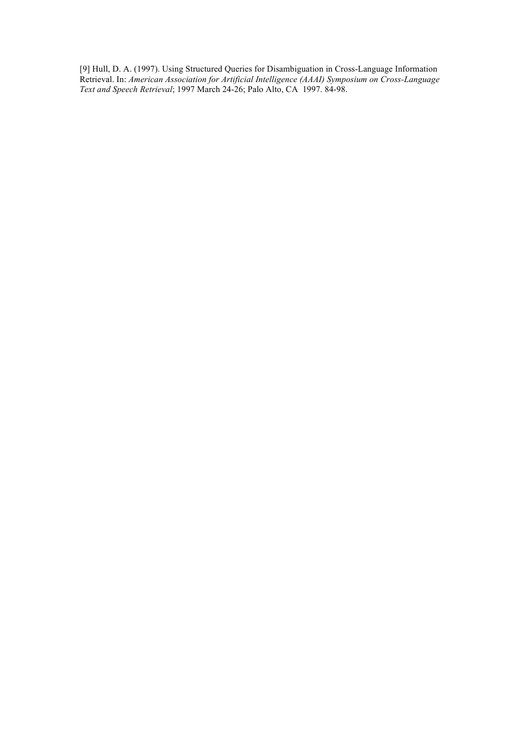[9] Hull, D. A. (1997). Using Structured Queries for Disambiguation in Cross-Language Information Retrieval. In: *American Association for Artificial Intelligence (AAAI) Symposium on Cross-Language Text and Speech Retrieval*; 1997 March 24-26; Palo Alto, CA 1997. 84-98.